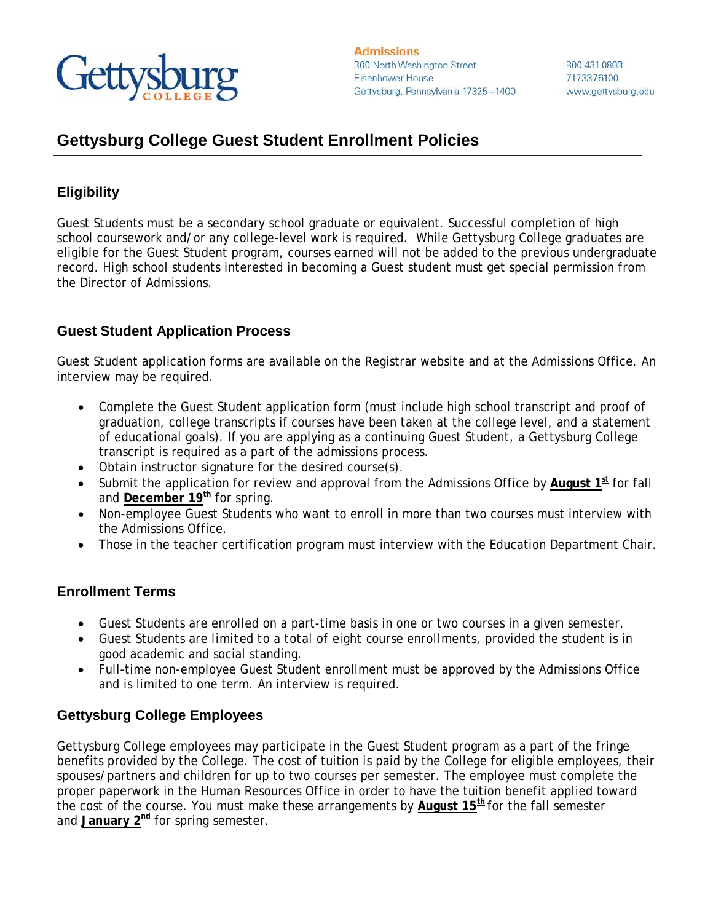Gettysburg College

**Admissions**
300 North Washington Street
Eisenhower House
Gettysburg, Pennsylvania 17325 –1400

800.431.0803
717.337.6100
www.gettysburg.edu

# Gettysburg College Guest Student Enrollment Policies

## Eligibility

Guest Students must be a secondary school graduate or equivalent. Successful completion of high school coursework and/or any college-level work is required. While Gettysburg College graduates are eligible for the Guest Student program, courses earned will not be added to the previous undergraduate record. High school students interested in becoming a Guest student must get special permission from the Director of Admissions.

## Guest Student Application Process

Guest Student application forms are available on the Registrar website and at the Admissions Office. An interview may be required.

- Complete the Guest Student application form (must include high school transcript and proof of graduation, college transcripts if courses have been taken at the college level, and a statement of educational goals). If you are applying as a continuing Guest Student, a Gettysburg College transcript is required as a part of the admissions process.
- Obtain instructor signature for the desired course(s).
- Submit the application for review and approval from the Admissions Office by **August 1st** for fall and **December 19th** for spring.
- Non-employee Guest Students who want to enroll in more than two courses must interview with the Admissions Office.
- Those in the teacher certification program must interview with the Education Department Chair.

## Enrollment Terms

- Guest Students are enrolled on a part-time basis in one or two courses in a given semester.
- Guest Students are limited to a total of eight course enrollments, provided the student is in good academic and social standing.
- Full-time non-employee Guest Student enrollment must be approved by the Admissions Office and is limited to one term. An interview is required.

## Gettysburg College Employees

Gettysburg College employees may participate in the Guest Student program as a part of the fringe benefits provided by the College. The cost of tuition is paid by the College for eligible employees, their spouses/partners and children for up to two courses per semester. The employee must complete the proper paperwork in the Human Resources Office in order to have the tuition benefit applied toward the cost of the course. You must make these arrangements by **August 15th** for the fall semester and **January 2nd** for spring semester.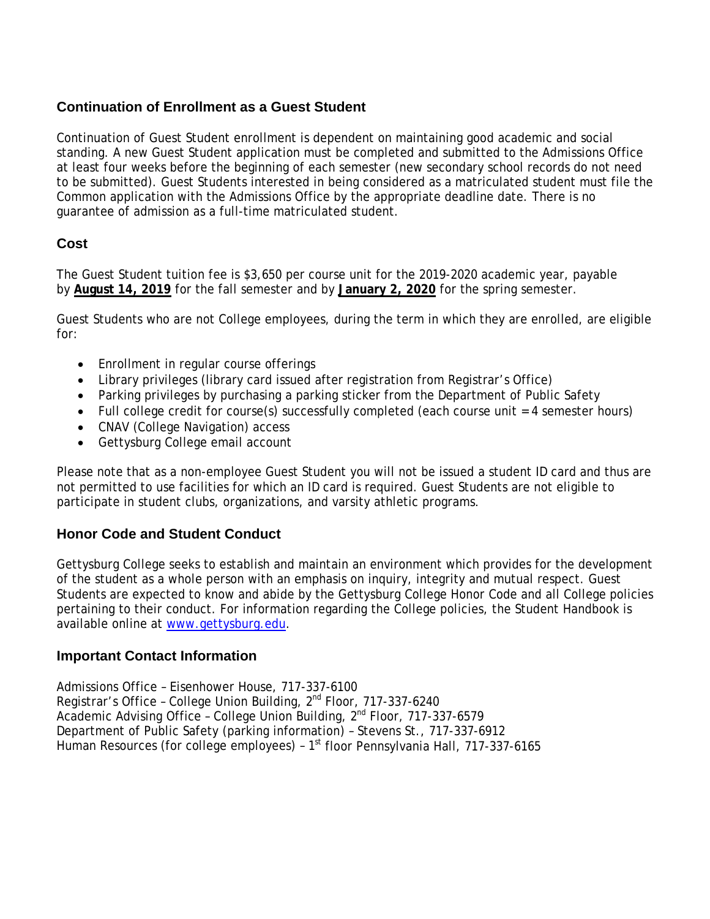## Continuation of Enrollment as a Guest Student

Continuation of Guest Student enrollment is dependent on maintaining good academic and social standing. A new Guest Student application must be completed and submitted to the Admissions Office at least four weeks before the beginning of each semester (new secondary school records do not need to be submitted). Guest Students interested in being considered as a matriculated student must file the Common application with the Admissions Office by the appropriate deadline date. There is no guarantee of admission as a full-time matriculated student.

## Cost

The Guest Student tuition fee is $3,650 per course unit for the 2019-2020 academic year, payable by **August 14, 2019** for the fall semester and by **January 2, 2020** for the spring semester.

Guest Students who are not College employees, during the term in which they are enrolled, are eligible for:

- Enrollment in regular course offerings
- Library privileges (library card issued after registration from Registrar's Office)
- Parking privileges by purchasing a parking sticker from the Department of Public Safety
- Full college credit for course(s) successfully completed (each course unit = 4 semester hours)
- CNAV (College Navigation) access
- Gettysburg College email account

Please note that as a non-employee Guest Student you will not be issued a student ID card and thus are not permitted to use facilities for which an ID card is required. Guest Students are not eligible to participate in student clubs, organizations, and varsity athletic programs.

## Honor Code and Student Conduct

Gettysburg College seeks to establish and maintain an environment which provides for the development of the student as a whole person with an emphasis on inquiry, integrity and mutual respect. Guest Students are expected to know and abide by the Gettysburg College Honor Code and all College policies pertaining to their conduct. For information regarding the College policies, the Student Handbook is available online at [www.gettysburg.edu](http://www.gettysburg.edu).

## Important Contact Information

Admissions Office – Eisenhower House, 717-337-6100
Registrar's Office – College Union Building, 2nd Floor, 717-337-6240
Academic Advising Office – College Union Building, 2nd Floor, 717-337-6579
Department of Public Safety (parking information) – Stevens St., 717-337-6912
Human Resources (for college employees) – 1st floor Pennsylvania Hall, 717-337-6165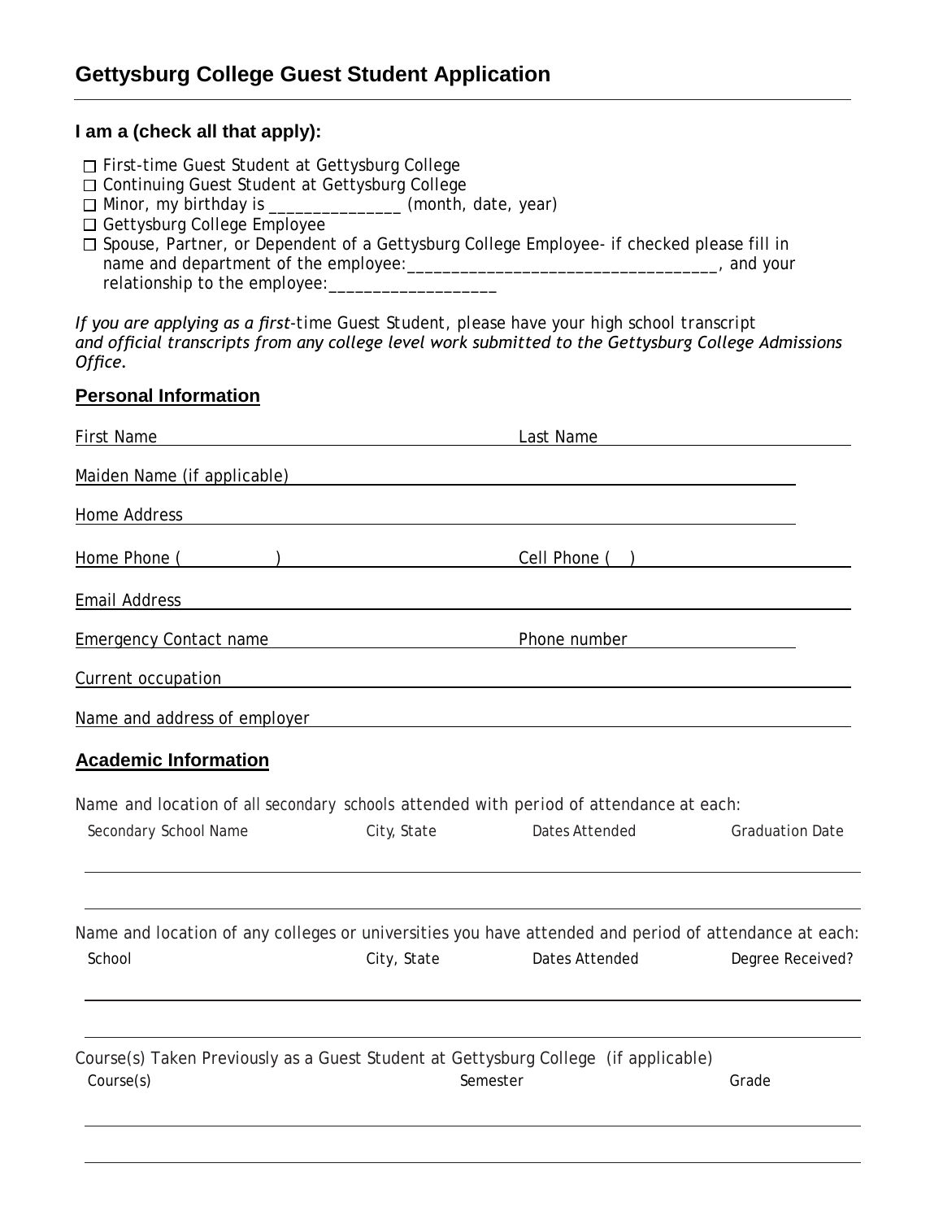# Gettysburg College Guest Student Application

**I am a (check all that apply):**

- ☐ First-time Guest Student at Gettysburg College
- ☐ Continuing Guest Student at Gettysburg College
- ☐ Minor, my birthday is _______________ (month, date, year)
- ☐ Gettysburg College Employee
- ☐ Spouse, Partner, or Dependent of a Gettysburg College Employee- if checked please fill in name and department of the employee:__________________________________, and your relationship to the employee:___________________

*If you are applying as a first-*time Guest Student, please have your high school transcript *and official transcripts from any college level work submitted to the Gettysburg College Admissions Office.*

## Personal Information

First Name ______________________________ Last Name ______________________________

Maiden Name (if applicable) ______________________________

Home Address ______________________________

Home Phone (          ) ______________________________ Cell Phone (   ) ______________________________

Email Address ______________________________

Emergency Contact name ______________________________ Phone number ______________________________

Current occupation ______________________________

Name and address of employer ______________________________

## Academic Information

Name and location of all secondary schools attended with period of attendance at each:

| Secondary School Name | City, State | Dates Attended | Graduation Date |
|---|---|---|---|
| | | | |
| | | | |

Name and location of any colleges or universities you have attended and period of attendance at each:

| School | City, State | Dates Attended | Degree Received? |
|---|---|---|---|
| | | | |
| | | | |

Course(s) Taken Previously as a Guest Student at Gettysburg College (if applicable)

| Course(s) | Semester | Grade |
|---|---|---|
| | | |
| | | |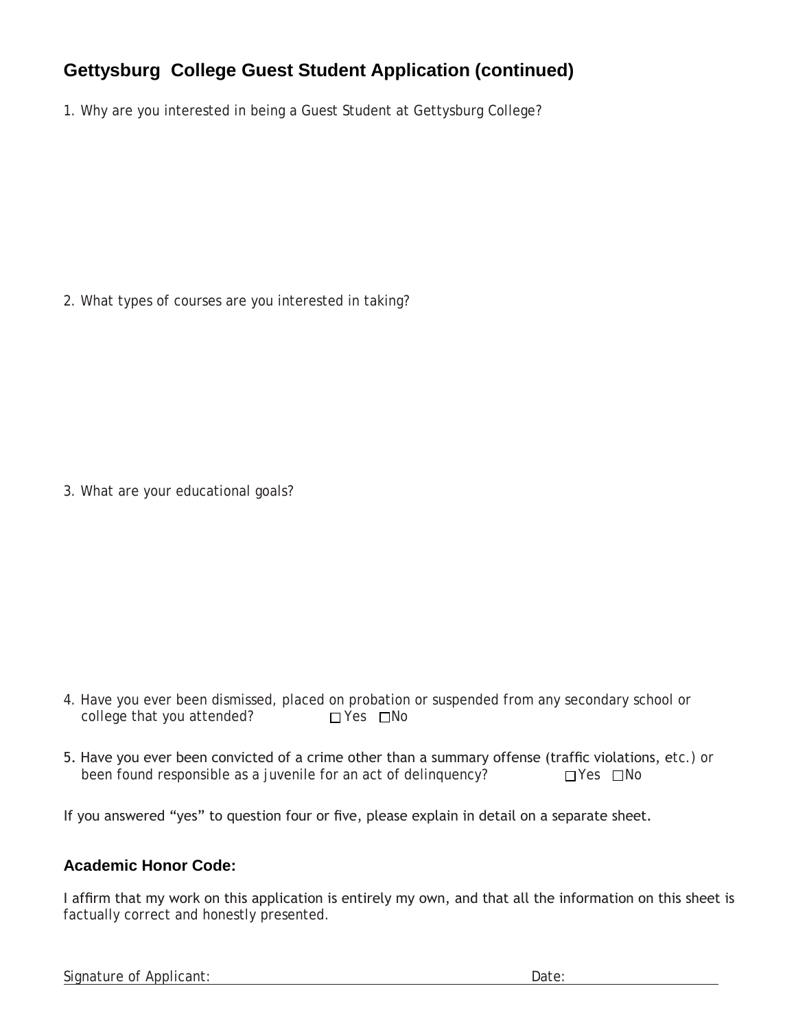## Gettysburg College Guest Student Application (continued)

1. Why are you interested in being a Guest Student at Gettysburg College?

2. What types of courses are you interested in taking?

3. What are your educational goals?

4. Have you ever been dismissed, placed on probation or suspended from any secondary school or college that you attended? ☐ Yes ☐ No

5. Have you ever been convicted of a crime other than a summary offense (traffic violations, etc.) or been found responsible as a juvenile for an act of delinquency? ☐ Yes ☐ No

If you answered "yes" to question four or five, please explain in detail on a separate sheet.

### Academic Honor Code:

I affirm that my work on this application is entirely my own, and that all the information on this sheet is factually correct and honestly presented.

Signature of Applicant: ______________________________ Date: ____________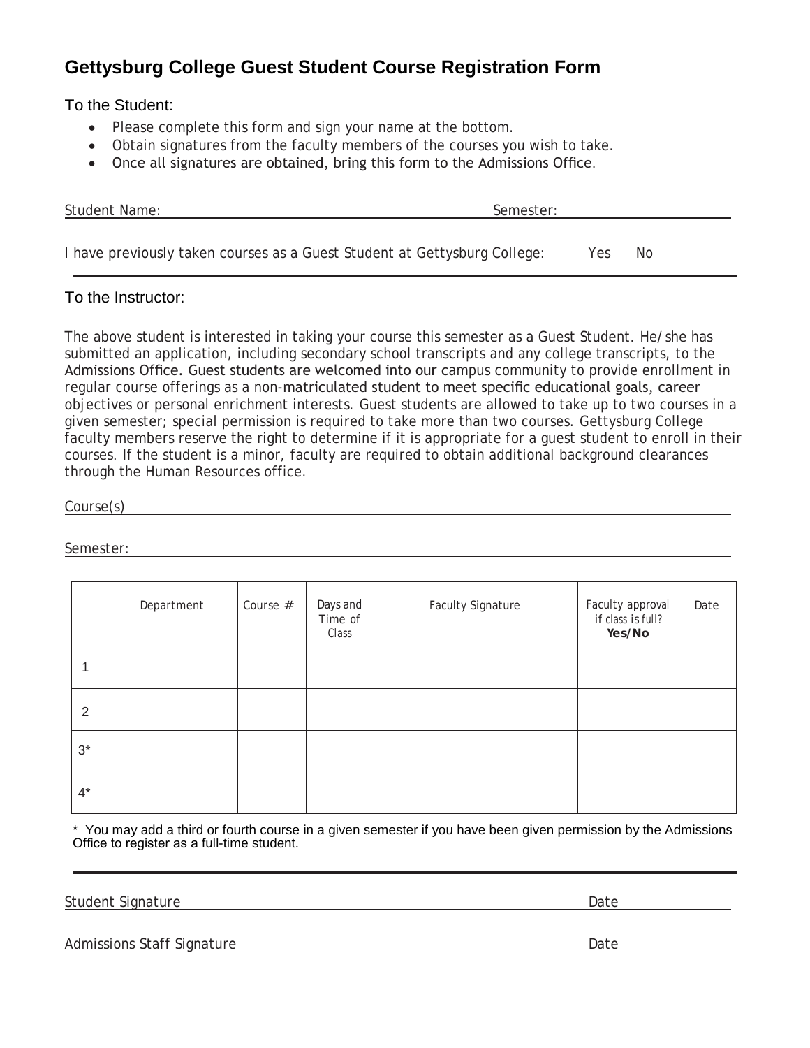# Gettysburg College Guest Student Course Registration Form

To the Student:

- Please complete this form and sign your name at the bottom.
- Obtain signatures from the faculty members of the courses you wish to take.
- Once all signatures are obtained, bring this form to the Admissions Office.

Student Name: ______________________________ Semester: ______________

I have previously taken courses as a Guest Student at Gettysburg College: Yes No

---

To the Instructor:

The above student is interested in taking your course this semester as a Guest Student. He/she has submitted an application, including secondary school transcripts and any college transcripts, to the Admissions Office. Guest students are welcomed into our campus community to provide enrollment in regular course offerings as a non-matriculated student to meet specific educational goals, career objectives or personal enrichment interests. Guest students are allowed to take up to two courses in a given semester; special permission is required to take more than two courses. Gettysburg College faculty members reserve the right to determine if it is appropriate for a guest student to enroll in their courses. If the student is a minor, faculty are required to obtain additional background clearances through the Human Resources office.

Course(s) ______________________________

Semester: ______________________________

| | Department | Course # | Days and Time of Class | Faculty Signature | Faculty approval if class is full? **Yes/No** | Date |
|---|---|---|---|---|---|---|
| 1 | | | | | | |
| 2 | | | | | | |
| 3* | | | | | | |
| 4* | | | | | | |

\* You may add a third or fourth course in a given semester if you have been given permission by the Admissions Office to register as a full-time student.

---

Student Signature ______________________________ Date ______________

Admissions Staff Signature ______________________________ Date ______________